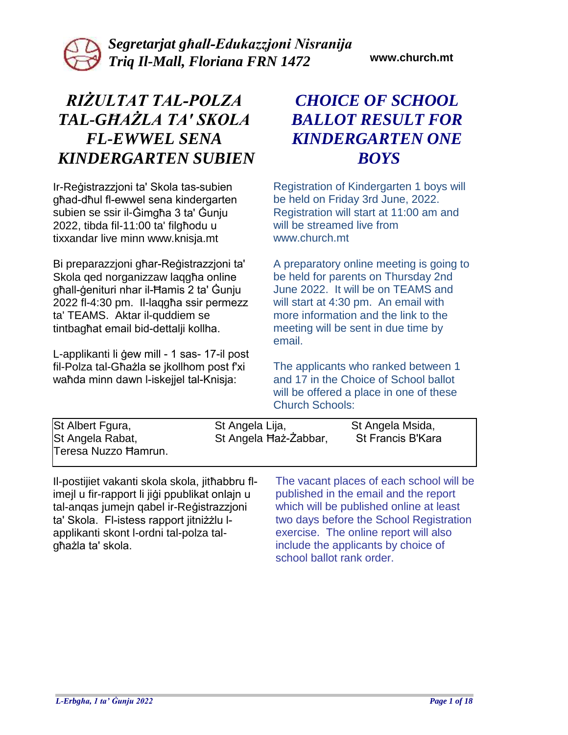*Segretarjat għall-Edukazzjoni Nisranija*
*Triq Il-Mall, Floriana FRN 1472*

**www.church.mt**

# *RIŻULTAT TAL-POLZA TAL-GĦAŻLA TA' SKOLA FL-EWWEL SENA KINDERGARTEN SUBIEN*

Ir-Reġistrazzjoni ta' Skola tas-subien għad-dħul fl-ewwel sena kindergarten subien se ssir il-Ġimgħa 3 ta' Ġunju 2022, tibda fil-11:00 ta' filgħodu u tixxandar live minn www.knisja.mt

Bi preparazzjoni għar-Reġistrazzjoni ta' Skola qed norganizzaw laqgħa online għall-ġenituri nhar il-Ħamis 2 ta' Ġunju 2022 fl-4:30 pm. Il-laqgħa ssir permezz ta' TEAMS. Aktar il-quddiem se tintbagħat email bid-dettalji kollha.

L-applikanti li ġew mill - 1 sas- 17-il post fil-Polza tal-Għażla se jkollhom post f'xi waħda minn dawn l-iskejjel tal-Knisja:

# *CHOICE OF SCHOOL BALLOT RESULT FOR KINDERGARTEN ONE BOYS*

Registration of Kindergarten 1 boys will be held on Friday 3rd June, 2022. Registration will start at 11:00 am and will be streamed live from www.church.mt

A preparatory online meeting is going to be held for parents on Thursday 2nd June 2022. It will be on TEAMS and will start at 4:30 pm. An email with more information and the link to the meeting will be sent in due time by email.

The applicants who ranked between 1 and 17 in the Choice of School ballot will be offered a place in one of these Church Schools:

| | | |
|---|---|---|
| St Albert Fgura, | St Angela Lija, | St Angela Msida, |
| St Angela Rabat, | St Angela Ħaż-Żabbar, | St Francis B'Kara |
| Teresa Nuzzo Ħamrun. | | |

Il-postijiet vakanti skola skola, jitħabbru fl-imejl u fir-rapport li jiġi ppublikat onlajn u tal-anqas jumejn qabel ir-Reġistrazzjoni ta' Skola. Fl-istess rapport jitniżżlu l-applikanti skont l-ordni tal-polza tal-għażla ta' skola.

The vacant places of each school will be published in the email and the report which will be published online at least two days before the School Registration exercise. The online report will also include the applicants by choice of school ballot rank order.

*L-Erbgħa, 1 ta' Ġunju 2022*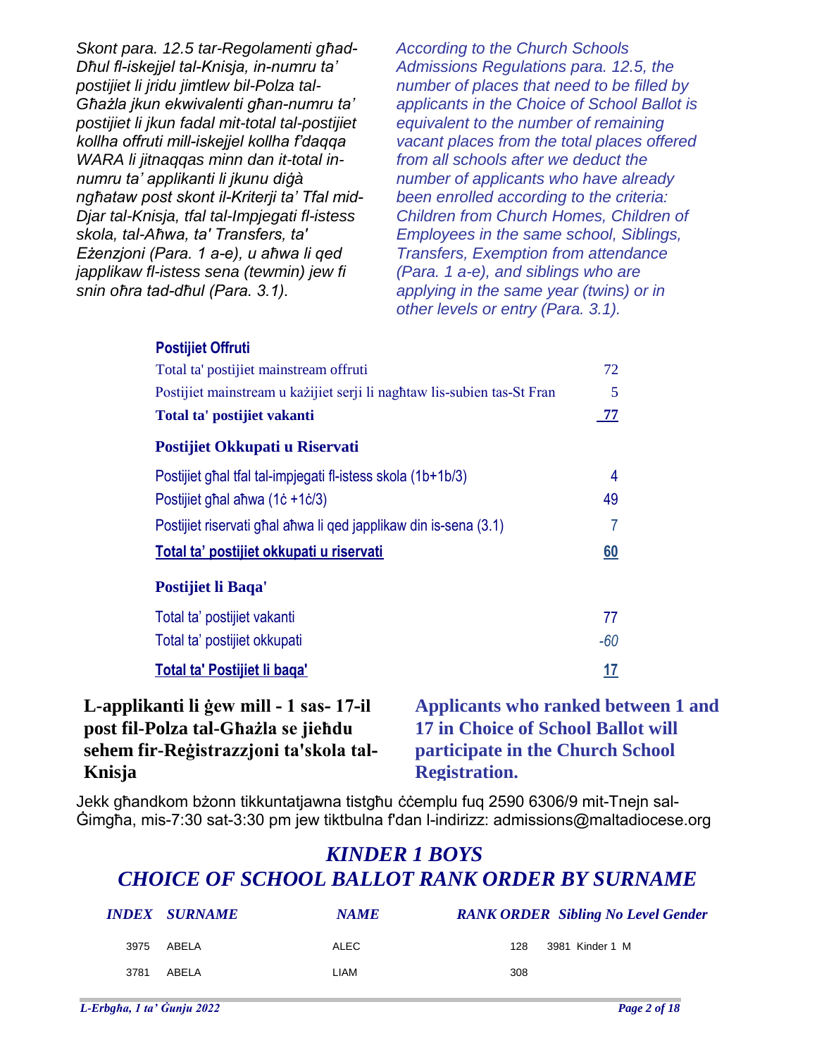*Skont para. 12.5 tar-Regolamenti għad-Dħul fl-iskejjel tal-Knisja, in-numru ta' postijiet li jridu jimtlew bil-Polza tal-Għażla jkun ekwivalenti għan-numru ta' postijiet li jkun fadal mit-total tal-postijiet kollha offruti mill-iskejjel kollha f'daqqa WARA li jitnaqqas minn dan it-total in-numru ta' applikanti li jkunu diġà ngħataw post skont il-Kriterji ta' Tfal mid-Djar tal-Knisja, tfal tal-Impjegati fl-istess skola, tal-Aħwa, ta' Transfers, ta' Eżenzjoni (Para. 1 a-e), u aħwa li qed japplikaw fl-istess sena (tewmin) jew fi snin oħra tad-dħul (Para. 3.1).*

*According to the Church Schools Admissions Regulations para. 12.5, the number of places that need to be filled by applicants in the Choice of School Ballot is equivalent to the number of remaining vacant places from the total places offered from all schools after we deduct the number of applicants who have already been enrolled according to the criteria: Children from Church Homes, Children of Employees in the same school, Siblings, Transfers, Exemption from attendance (Para. 1 a-e), and siblings who are applying in the same year (twins) or in other levels or entry (Para. 3.1).*

| **Postijiet Offruti** | |
|---|---|
| Total ta' postijiet mainstream offruti | 72 |
| Postijiet mainstream u każijiet serji li nagħtaw lis-subien tas-St Fran | 5 |
| **Total ta' postijiet vakanti** | **77** |
| **Postijiet Okkupati u Riservati** | |
| Postijiet għal tfal tal-impjegati fl-istess skola (1b+1b/3) | 4 |
| Postijiet għal aħwa (1ċ +1ċ/3) | 49 |
| Postijiet riservati għal aħwa li qed japplikaw din is-sena (3.1) | 7 |
| **Total ta' postijiet okkupati u riservati** | **60** |
| **Postijiet li Baqa'** | |
| Total ta' postijiet vakanti | 77 |
| Total ta' postijiet okkupati | -60 |
| **Total ta' Postijiet li baqa'** | **17** |

**L-applikanti li ġew mill - 1 sas- 17-il post fil-Polza tal-Għażla se jieħdu sehem fir-Reġistrazzjoni ta'skola tal-Knisja**

**Applicants who ranked between 1 and 17 in Choice of School Ballot will participate in the Church School Registration.**

Jekk għandkom bżonn tikkuntatjawna tistgħu ċċemplu fuq 2590 6306/9 mit-Tnejn sal-Ġimgħa, mis-7:30 sat-3:30 pm jew tiktbulna f'dan l-indirizz: admissions@maltadiocese.org

## *KINDER 1 BOYS*
## *CHOICE OF SCHOOL BALLOT RANK ORDER BY SURNAME*

| INDEX | SURNAME | NAME | RANK ORDER | Sibling No | Level | Gender |
|---|---|---|---|---|---|---|
| 3975 | ABELA | ALEC | 128 | 3981 | Kinder 1 | M |
| 3781 | ABELA | LIAM | 308 | | | |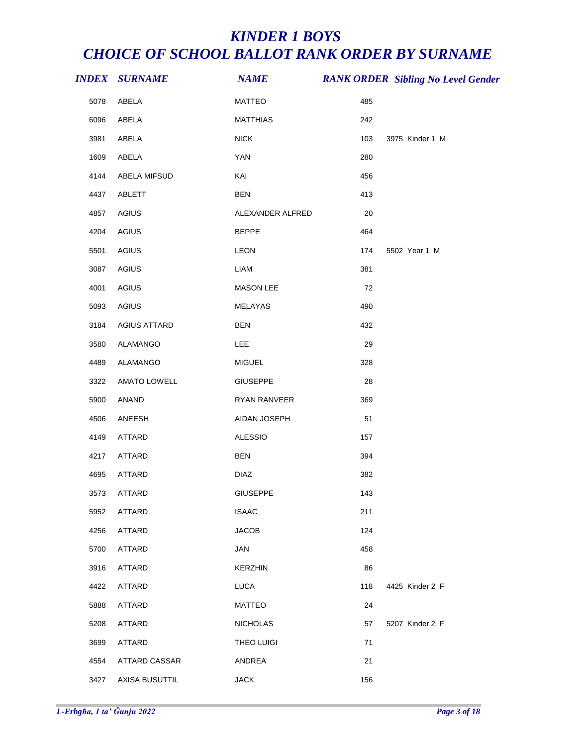# *KINDER 1 BOYS*
# *CHOICE OF SCHOOL BALLOT RANK ORDER BY SURNAME*

| INDEX | SURNAME | NAME | RANK ORDER | Sibling No | Level | Gender |
|---|---|---|---|---|---|---|
| 5078 | ABELA | MATTEO | 485 | | | |
| 6096 | ABELA | MATTHIAS | 242 | | | |
| 3981 | ABELA | NICK | 103 | 3975 | Kinder 1 | M |
| 1609 | ABELA | YAN | 280 | | | |
| 4144 | ABELA MIFSUD | KAI | 456 | | | |
| 4437 | ABLETT | BEN | 413 | | | |
| 4857 | AGIUS | ALEXANDER ALFRED | 20 | | | |
| 4204 | AGIUS | BEPPE | 464 | | | |
| 5501 | AGIUS | LEON | 174 | 5502 | Year 1 | M |
| 3087 | AGIUS | LIAM | 381 | | | |
| 4001 | AGIUS | MASON LEE | 72 | | | |
| 5093 | AGIUS | MELAYAS | 490 | | | |
| 3184 | AGIUS ATTARD | BEN | 432 | | | |
| 3580 | ALAMANGO | LEE | 29 | | | |
| 4489 | ALAMANGO | MIGUEL | 328 | | | |
| 3322 | AMATO LOWELL | GIUSEPPE | 28 | | | |
| 5900 | ANAND | RYAN RANVEER | 369 | | | |
| 4506 | ANEESH | AIDAN JOSEPH | 51 | | | |
| 4149 | ATTARD | ALESSIO | 157 | | | |
| 4217 | ATTARD | BEN | 394 | | | |
| 4695 | ATTARD | DIAZ | 382 | | | |
| 3573 | ATTARD | GIUSEPPE | 143 | | | |
| 5952 | ATTARD | ISAAC | 211 | | | |
| 4256 | ATTARD | JACOB | 124 | | | |
| 5700 | ATTARD | JAN | 458 | | | |
| 3916 | ATTARD | KERZHIN | 86 | | | |
| 4422 | ATTARD | LUCA | 118 | 4425 | Kinder 2 | F |
| 5888 | ATTARD | MATTEO | 24 | | | |
| 5208 | ATTARD | NICHOLAS | 57 | 5207 | Kinder 2 | F |
| 3699 | ATTARD | THEO LUIGI | 71 | | | |
| 4554 | ATTARD CASSAR | ANDREA | 21 | | | |
| 3427 | AXISA BUSUTTIL | JACK | 156 | | | |

*L-Erbgħa, 1 ta' Ġunju 2022*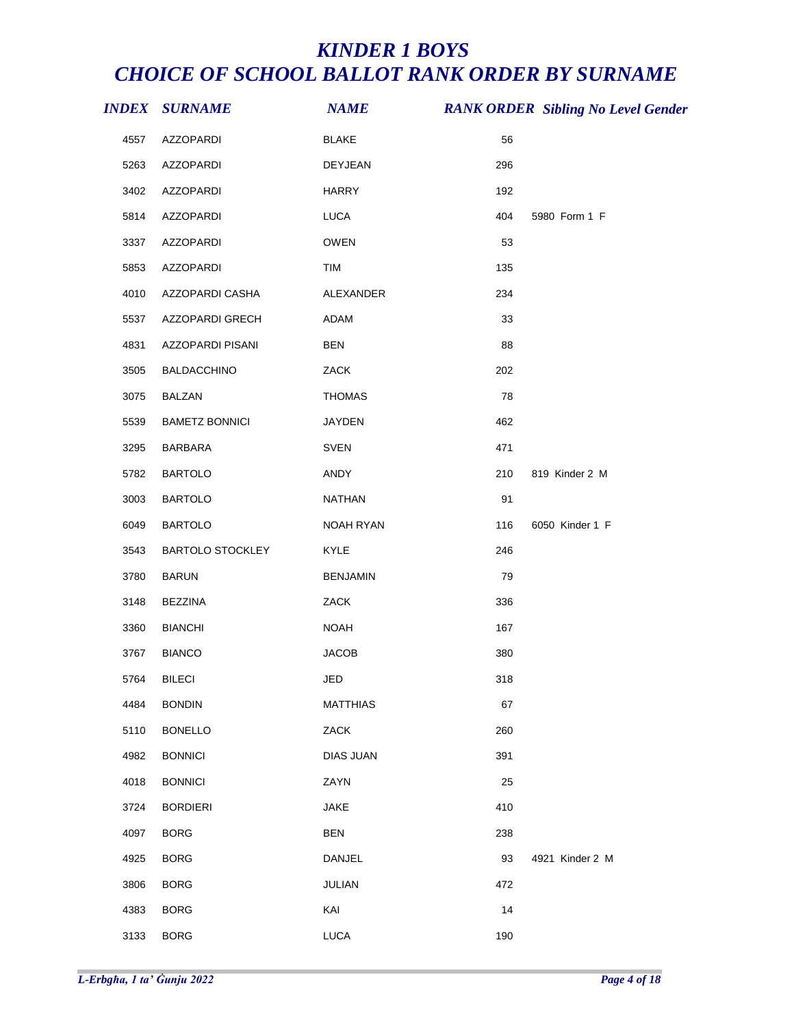# *KINDER 1 BOYS*
# *CHOICE OF SCHOOL BALLOT RANK ORDER BY SURNAME*

| INDEX | SURNAME | NAME | RANK ORDER | Sibling No Level Gender |
|---|---|---|---|---|
| 4557 | AZZOPARDI | BLAKE | 56 | |
| 5263 | AZZOPARDI | DEYJEAN | 296 | |
| 3402 | AZZOPARDI | HARRY | 192 | |
| 5814 | AZZOPARDI | LUCA | 404 | 5980 Form 1 F |
| 3337 | AZZOPARDI | OWEN | 53 | |
| 5853 | AZZOPARDI | TIM | 135 | |
| 4010 | AZZOPARDI CASHA | ALEXANDER | 234 | |
| 5537 | AZZOPARDI GRECH | ADAM | 33 | |
| 4831 | AZZOPARDI PISANI | BEN | 88 | |
| 3505 | BALDACCHINO | ZACK | 202 | |
| 3075 | BALZAN | THOMAS | 78 | |
| 5539 | BAMETZ BONNICI | JAYDEN | 462 | |
| 3295 | BARBARA | SVEN | 471 | |
| 5782 | BARTOLO | ANDY | 210 | 819 Kinder 2 M |
| 3003 | BARTOLO | NATHAN | 91 | |
| 6049 | BARTOLO | NOAH RYAN | 116 | 6050 Kinder 1 F |
| 3543 | BARTOLO STOCKLEY | KYLE | 246 | |
| 3780 | BARUN | BENJAMIN | 79 | |
| 3148 | BEZZINA | ZACK | 336 | |
| 3360 | BIANCHI | NOAH | 167 | |
| 3767 | BIANCO | JACOB | 380 | |
| 5764 | BILECI | JED | 318 | |
| 4484 | BONDIN | MATTHIAS | 67 | |
| 5110 | BONELLO | ZACK | 260 | |
| 4982 | BONNICI | DIAS JUAN | 391 | |
| 4018 | BONNICI | ZAYN | 25 | |
| 3724 | BORDIERI | JAKE | 410 | |
| 4097 | BORG | BEN | 238 | |
| 4925 | BORG | DANJEL | 93 | 4921 Kinder 2 M |
| 3806 | BORG | JULIAN | 472 | |
| 4383 | BORG | KAI | 14 | |
| 3133 | BORG | LUCA | 190 | |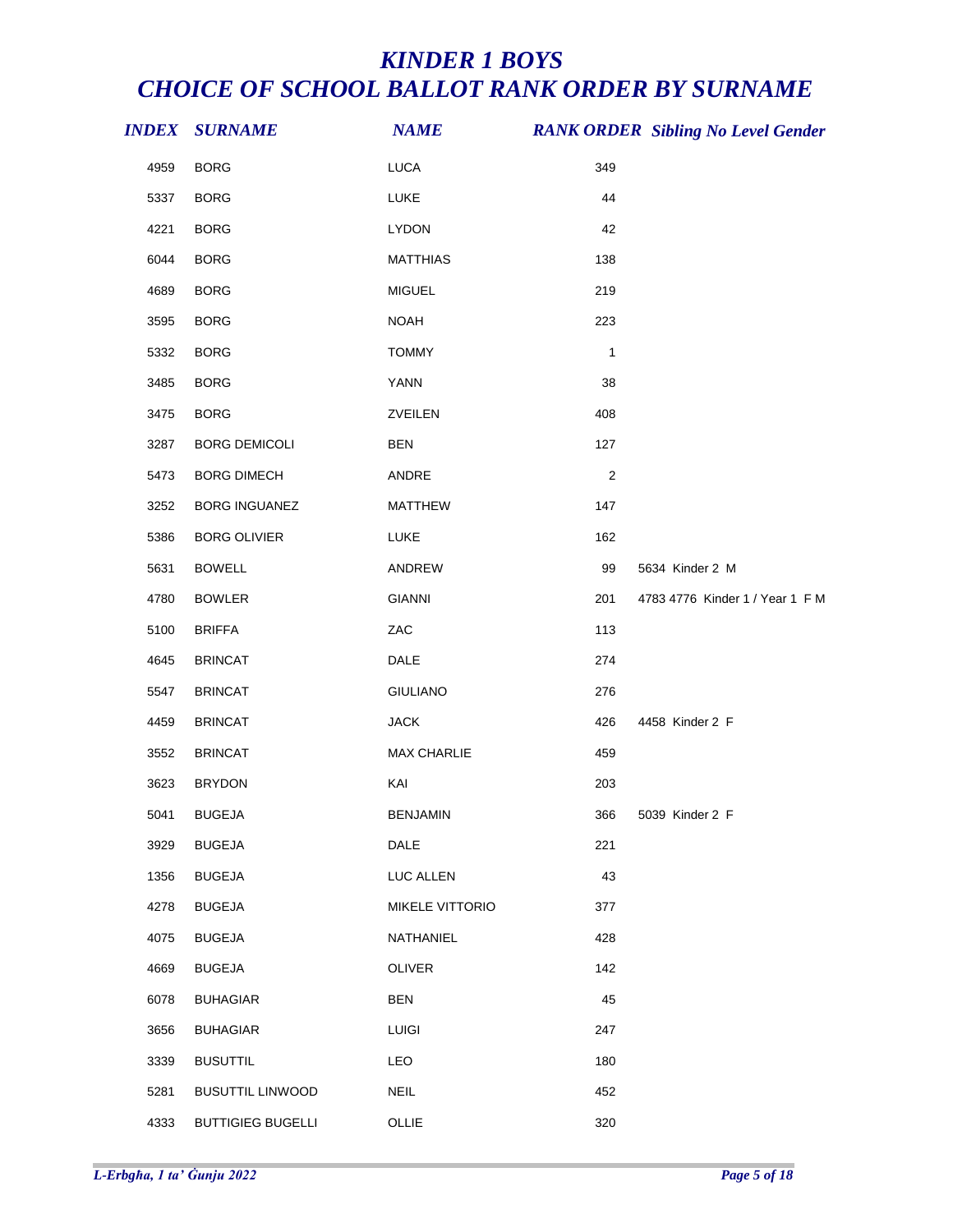# *KINDER 1 BOYS*
# *CHOICE OF SCHOOL BALLOT RANK ORDER BY SURNAME*

| INDEX | SURNAME | NAME | RANK ORDER | Sibling No Level Gender |
|---|---|---|---|---|
| 4959 | BORG | LUCA | 349 | |
| 5337 | BORG | LUKE | 44 | |
| 4221 | BORG | LYDON | 42 | |
| 6044 | BORG | MATTHIAS | 138 | |
| 4689 | BORG | MIGUEL | 219 | |
| 3595 | BORG | NOAH | 223 | |
| 5332 | BORG | TOMMY | 1 | |
| 3485 | BORG | YANN | 38 | |
| 3475 | BORG | ZVEILEN | 408 | |
| 3287 | BORG DEMICOLI | BEN | 127 | |
| 5473 | BORG DIMECH | ANDRE | 2 | |
| 3252 | BORG INGUANEZ | MATTHEW | 147 | |
| 5386 | BORG OLIVIER | LUKE | 162 | |
| 5631 | BOWELL | ANDREW | 99 | 5634 Kinder 2 M |
| 4780 | BOWLER | GIANNI | 201 | 4783 4776 Kinder 1 / Year 1 F M |
| 5100 | BRIFFA | ZAC | 113 | |
| 4645 | BRINCAT | DALE | 274 | |
| 5547 | BRINCAT | GIULIANO | 276 | |
| 4459 | BRINCAT | JACK | 426 | 4458 Kinder 2 F |
| 3552 | BRINCAT | MAX CHARLIE | 459 | |
| 3623 | BRYDON | KAI | 203 | |
| 5041 | BUGEJA | BENJAMIN | 366 | 5039 Kinder 2 F |
| 3929 | BUGEJA | DALE | 221 | |
| 1356 | BUGEJA | LUC ALLEN | 43 | |
| 4278 | BUGEJA | MIKELE VITTORIO | 377 | |
| 4075 | BUGEJA | NATHANIEL | 428 | |
| 4669 | BUGEJA | OLIVER | 142 | |
| 6078 | BUHAGIAR | BEN | 45 | |
| 3656 | BUHAGIAR | LUIGI | 247 | |
| 3339 | BUSUTTIL | LEO | 180 | |
| 5281 | BUSUTTIL LINWOOD | NEIL | 452 | |
| 4333 | BUTTIGIEG BUGELLI | OLLIE | 320 | |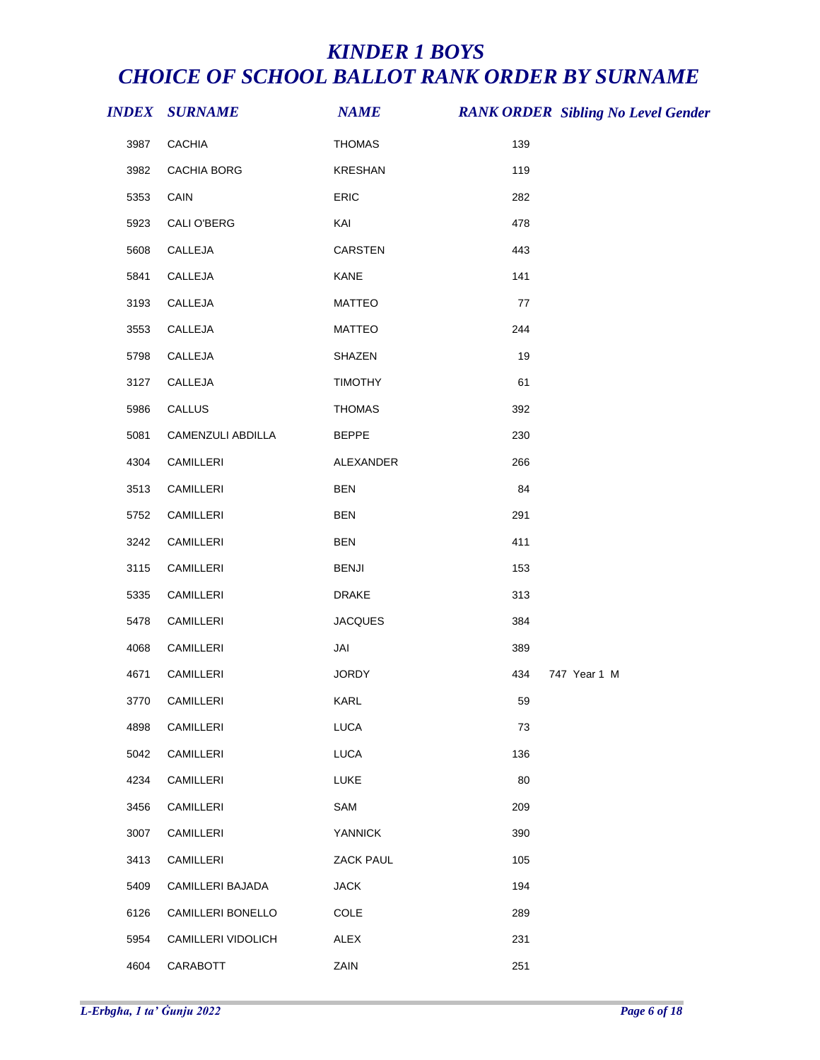# *KINDER 1 BOYS*
# *CHOICE OF SCHOOL BALLOT RANK ORDER BY SURNAME*

| INDEX | SURNAME | NAME | RANK ORDER | Sibling No | Level | Gender |
|---|---|---|---|---|---|---|
| 3987 | CACHIA | THOMAS | 139 | | | |
| 3982 | CACHIA BORG | KRESHAN | 119 | | | |
| 5353 | CAIN | ERIC | 282 | | | |
| 5923 | CALI O'BERG | KAI | 478 | | | |
| 5608 | CALLEJA | CARSTEN | 443 | | | |
| 5841 | CALLEJA | KANE | 141 | | | |
| 3193 | CALLEJA | MATTEO | 77 | | | |
| 3553 | CALLEJA | MATTEO | 244 | | | |
| 5798 | CALLEJA | SHAZEN | 19 | | | |
| 3127 | CALLEJA | TIMOTHY | 61 | | | |
| 5986 | CALLUS | THOMAS | 392 | | | |
| 5081 | CAMENZULI ABDILLA | BEPPE | 230 | | | |
| 4304 | CAMILLERI | ALEXANDER | 266 | | | |
| 3513 | CAMILLERI | BEN | 84 | | | |
| 5752 | CAMILLERI | BEN | 291 | | | |
| 3242 | CAMILLERI | BEN | 411 | | | |
| 3115 | CAMILLERI | BENJI | 153 | | | |
| 5335 | CAMILLERI | DRAKE | 313 | | | |
| 5478 | CAMILLERI | JACQUES | 384 | | | |
| 4068 | CAMILLERI | JAI | 389 | | | |
| 4671 | CAMILLERI | JORDY | 434 | 747 | Year 1 | M |
| 3770 | CAMILLERI | KARL | 59 | | | |
| 4898 | CAMILLERI | LUCA | 73 | | | |
| 5042 | CAMILLERI | LUCA | 136 | | | |
| 4234 | CAMILLERI | LUKE | 80 | | | |
| 3456 | CAMILLERI | SAM | 209 | | | |
| 3007 | CAMILLERI | YANNICK | 390 | | | |
| 3413 | CAMILLERI | ZACK PAUL | 105 | | | |
| 5409 | CAMILLERI BAJADA | JACK | 194 | | | |
| 6126 | CAMILLERI BONELLO | COLE | 289 | | | |
| 5954 | CAMILLERI VIDOLICH | ALEX | 231 | | | |
| 4604 | CARABOTT | ZAIN | 251 | | | |

*L-Erbgħa, 1 ta' Ġunju 2022*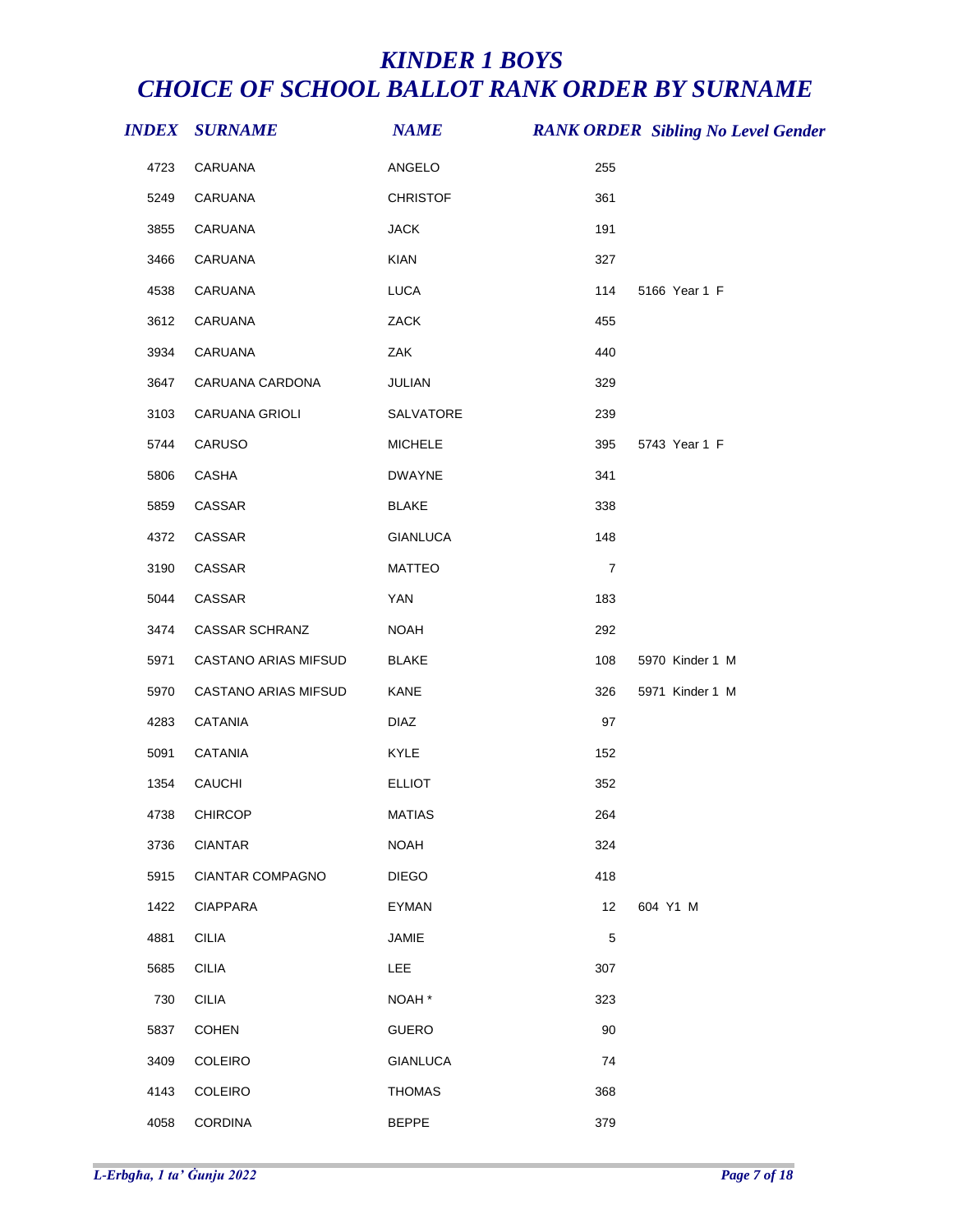# *KINDER 1 BOYS*
# *CHOICE OF SCHOOL BALLOT RANK ORDER BY SURNAME*

| INDEX | SURNAME | NAME | RANK ORDER | Sibling No Level Gender |
|---|---|---|---|---|
| 4723 | CARUANA | ANGELO | 255 | |
| 5249 | CARUANA | CHRISTOF | 361 | |
| 3855 | CARUANA | JACK | 191 | |
| 3466 | CARUANA | KIAN | 327 | |
| 4538 | CARUANA | LUCA | 114 | 5166 Year 1 F |
| 3612 | CARUANA | ZACK | 455 | |
| 3934 | CARUANA | ZAK | 440 | |
| 3647 | CARUANA CARDONA | JULIAN | 329 | |
| 3103 | CARUANA GRIOLI | SALVATORE | 239 | |
| 5744 | CARUSO | MICHELE | 395 | 5743 Year 1 F |
| 5806 | CASHA | DWAYNE | 341 | |
| 5859 | CASSAR | BLAKE | 338 | |
| 4372 | CASSAR | GIANLUCA | 148 | |
| 3190 | CASSAR | MATTEO | 7 | |
| 5044 | CASSAR | YAN | 183 | |
| 3474 | CASSAR SCHRANZ | NOAH | 292 | |
| 5971 | CASTANO ARIAS MIFSUD | BLAKE | 108 | 5970 Kinder 1 M |
| 5970 | CASTANO ARIAS MIFSUD | KANE | 326 | 5971 Kinder 1 M |
| 4283 | CATANIA | DIAZ | 97 | |
| 5091 | CATANIA | KYLE | 152 | |
| 1354 | CAUCHI | ELLIOT | 352 | |
| 4738 | CHIRCOP | MATIAS | 264 | |
| 3736 | CIANTAR | NOAH | 324 | |
| 5915 | CIANTAR COMPAGNO | DIEGO | 418 | |
| 1422 | CIAPPARA | EYMAN | 12 | 604 Y1 M |
| 4881 | CILIA | JAMIE | 5 | |
| 5685 | CILIA | LEE | 307 | |
| 730 | CILIA | NOAH * | 323 | |
| 5837 | COHEN | GUERO | 90 | |
| 3409 | COLEIRO | GIANLUCA | 74 | |
| 4143 | COLEIRO | THOMAS | 368 | |
| 4058 | CORDINA | BEPPE | 379 | |

*L-Erbgħa, 1 ta' Ġunju 2022*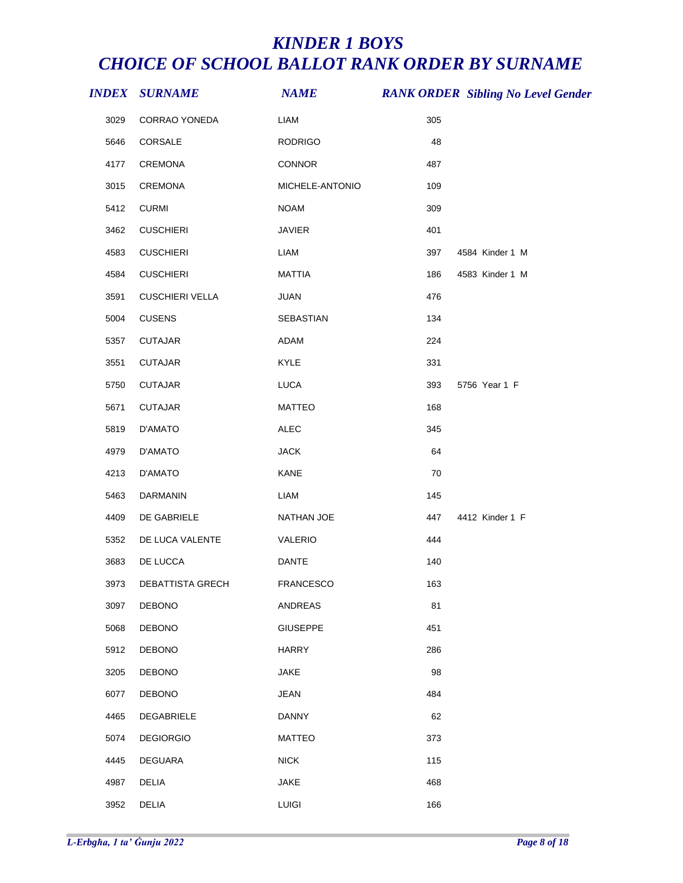# *KINDER 1 BOYS*
# *CHOICE OF SCHOOL BALLOT RANK ORDER BY SURNAME*

| INDEX | SURNAME | NAME | RANK ORDER | Sibling No Level Gender |
|---|---|---|---|---|
| 3029 | CORRAO YONEDA | LIAM | 305 | |
| 5646 | CORSALE | RODRIGO | 48 | |
| 4177 | CREMONA | CONNOR | 487 | |
| 3015 | CREMONA | MICHELE-ANTONIO | 109 | |
| 5412 | CURMI | NOAM | 309 | |
| 3462 | CUSCHIERI | JAVIER | 401 | |
| 4583 | CUSCHIERI | LIAM | 397 | 4584 Kinder 1 M |
| 4584 | CUSCHIERI | MATTIA | 186 | 4583 Kinder 1 M |
| 3591 | CUSCHIERI VELLA | JUAN | 476 | |
| 5004 | CUSENS | SEBASTIAN | 134 | |
| 5357 | CUTAJAR | ADAM | 224 | |
| 3551 | CUTAJAR | KYLE | 331 | |
| 5750 | CUTAJAR | LUCA | 393 | 5756 Year 1 F |
| 5671 | CUTAJAR | MATTEO | 168 | |
| 5819 | D'AMATO | ALEC | 345 | |
| 4979 | D'AMATO | JACK | 64 | |
| 4213 | D'AMATO | KANE | 70 | |
| 5463 | DARMANIN | LIAM | 145 | |
| 4409 | DE GABRIELE | NATHAN JOE | 447 | 4412 Kinder 1 F |
| 5352 | DE LUCA VALENTE | VALERIO | 444 | |
| 3683 | DE LUCCA | DANTE | 140 | |
| 3973 | DEBATTISTA GRECH | FRANCESCO | 163 | |
| 3097 | DEBONO | ANDREAS | 81 | |
| 5068 | DEBONO | GIUSEPPE | 451 | |
| 5912 | DEBONO | HARRY | 286 | |
| 3205 | DEBONO | JAKE | 98 | |
| 6077 | DEBONO | JEAN | 484 | |
| 4465 | DEGABRIELE | DANNY | 62 | |
| 5074 | DEGIORGIO | MATTEO | 373 | |
| 4445 | DEGUARA | NICK | 115 | |
| 4987 | DELIA | JAKE | 468 | |
| 3952 | DELIA | LUIGI | 166 | |

*L-Erbgħa, 1 ta' Ġunju 2022*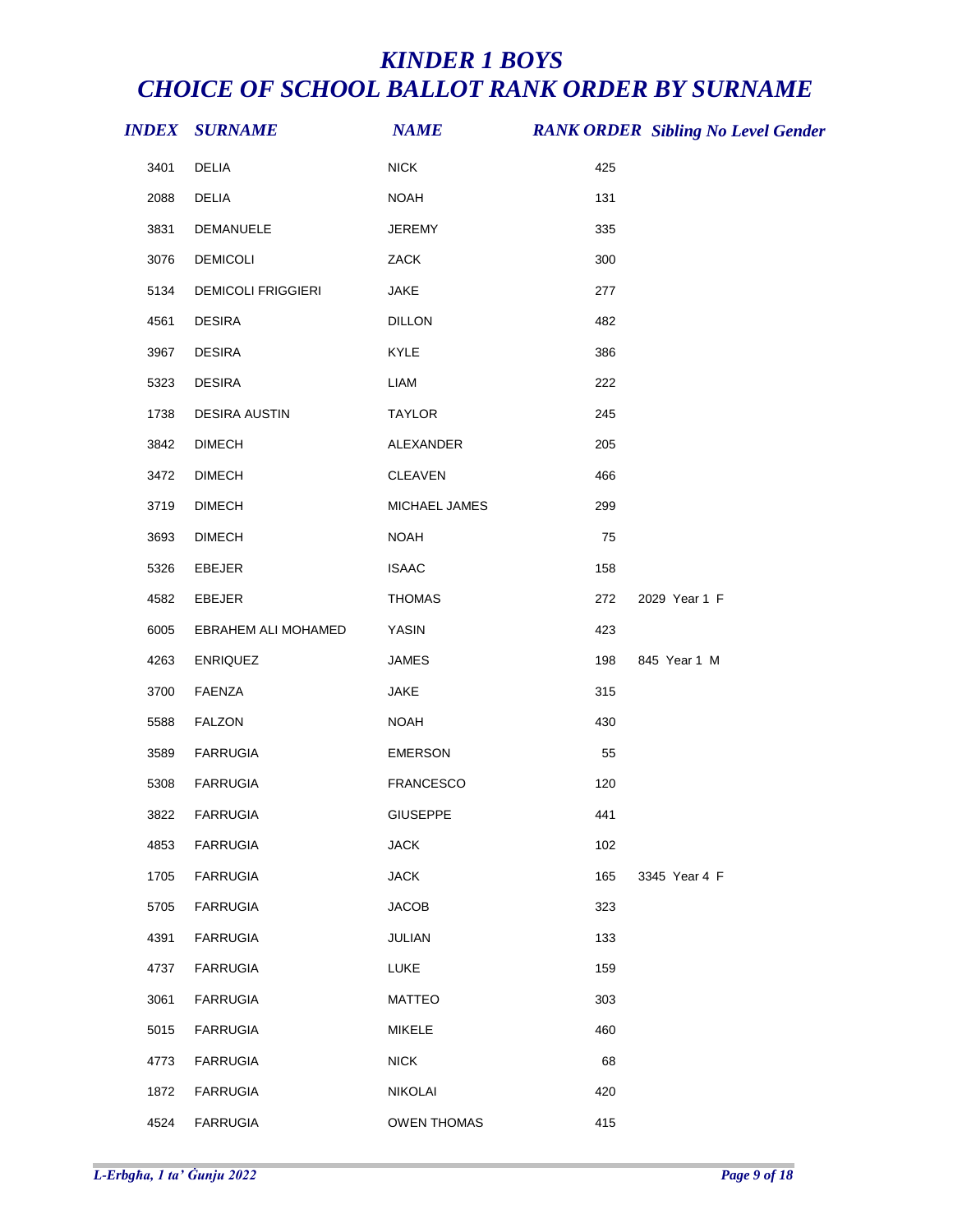# KINDER 1 BOYS
# CHOICE OF SCHOOL BALLOT RANK ORDER BY SURNAME

| INDEX | SURNAME | NAME | RANK ORDER | Sibling No | Level | Gender |
|---|---|---|---|---|---|---|
| 3401 | DELIA | NICK | 425 | | | |
| 2088 | DELIA | NOAH | 131 | | | |
| 3831 | DEMANUELE | JEREMY | 335 | | | |
| 3076 | DEMICOLI | ZACK | 300 | | | |
| 5134 | DEMICOLI FRIGGIERI | JAKE | 277 | | | |
| 4561 | DESIRA | DILLON | 482 | | | |
| 3967 | DESIRA | KYLE | 386 | | | |
| 5323 | DESIRA | LIAM | 222 | | | |
| 1738 | DESIRA AUSTIN | TAYLOR | 245 | | | |
| 3842 | DIMECH | ALEXANDER | 205 | | | |
| 3472 | DIMECH | CLEAVEN | 466 | | | |
| 3719 | DIMECH | MICHAEL JAMES | 299 | | | |
| 3693 | DIMECH | NOAH | 75 | | | |
| 5326 | EBEJER | ISAAC | 158 | | | |
| 4582 | EBEJER | THOMAS | 272 | 2029 | Year 1 | F |
| 6005 | EBRAHEM ALI MOHAMED | YASIN | 423 | | | |
| 4263 | ENRIQUEZ | JAMES | 198 | 845 | Year 1 | M |
| 3700 | FAENZA | JAKE | 315 | | | |
| 5588 | FALZON | NOAH | 430 | | | |
| 3589 | FARRUGIA | EMERSON | 55 | | | |
| 5308 | FARRUGIA | FRANCESCO | 120 | | | |
| 3822 | FARRUGIA | GIUSEPPE | 441 | | | |
| 4853 | FARRUGIA | JACK | 102 | | | |
| 1705 | FARRUGIA | JACK | 165 | 3345 | Year 4 | F |
| 5705 | FARRUGIA | JACOB | 323 | | | |
| 4391 | FARRUGIA | JULIAN | 133 | | | |
| 4737 | FARRUGIA | LUKE | 159 | | | |
| 3061 | FARRUGIA | MATTEO | 303 | | | |
| 5015 | FARRUGIA | MIKELE | 460 | | | |
| 4773 | FARRUGIA | NICK | 68 | | | |
| 1872 | FARRUGIA | NIKOLAI | 420 | | | |
| 4524 | FARRUGIA | OWEN THOMAS | 415 | | | |

*L-Erbgħa, 1 ta' Ġunju 2022*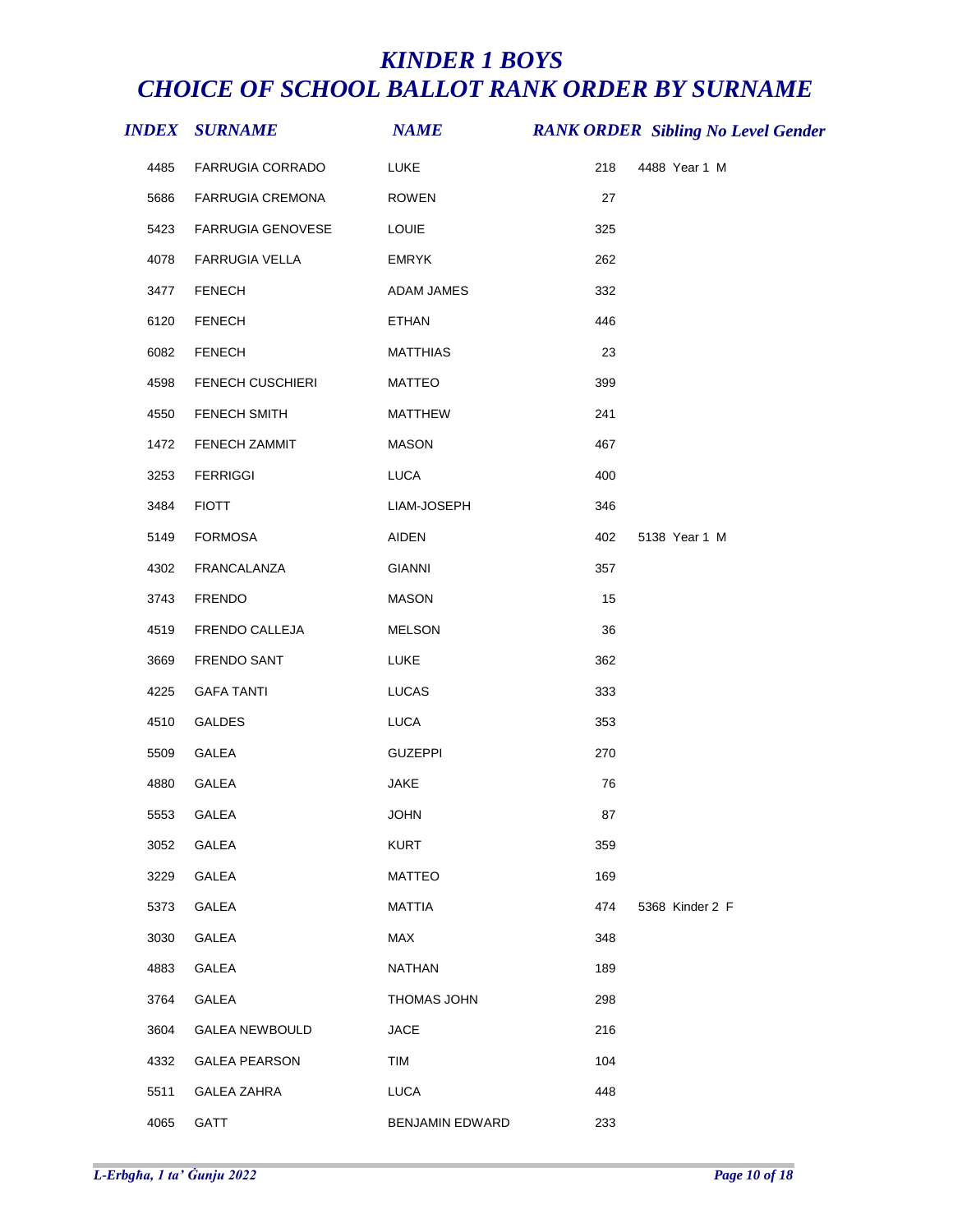# *KINDER 1 BOYS*
# *CHOICE OF SCHOOL BALLOT RANK ORDER BY SURNAME*

| INDEX | SURNAME | NAME | RANK ORDER | Sibling No | Level | Gender |
|---|---|---|---|---|---|---|
| 4485 | FARRUGIA CORRADO | LUKE | 218 | 4488 | Year 1 | M |
| 5686 | FARRUGIA CREMONA | ROWEN | 27 | | | |
| 5423 | FARRUGIA GENOVESE | LOUIE | 325 | | | |
| 4078 | FARRUGIA VELLA | EMRYK | 262 | | | |
| 3477 | FENECH | ADAM JAMES | 332 | | | |
| 6120 | FENECH | ETHAN | 446 | | | |
| 6082 | FENECH | MATTHIAS | 23 | | | |
| 4598 | FENECH CUSCHIERI | MATTEO | 399 | | | |
| 4550 | FENECH SMITH | MATTHEW | 241 | | | |
| 1472 | FENECH ZAMMIT | MASON | 467 | | | |
| 3253 | FERRIGGI | LUCA | 400 | | | |
| 3484 | FIOTT | LIAM-JOSEPH | 346 | | | |
| 5149 | FORMOSA | AIDEN | 402 | 5138 | Year 1 | M |
| 4302 | FRANCALANZA | GIANNI | 357 | | | |
| 3743 | FRENDO | MASON | 15 | | | |
| 4519 | FRENDO CALLEJA | MELSON | 36 | | | |
| 3669 | FRENDO SANT | LUKE | 362 | | | |
| 4225 | GAFA TANTI | LUCAS | 333 | | | |
| 4510 | GALDES | LUCA | 353 | | | |
| 5509 | GALEA | GUZEPPI | 270 | | | |
| 4880 | GALEA | JAKE | 76 | | | |
| 5553 | GALEA | JOHN | 87 | | | |
| 3052 | GALEA | KURT | 359 | | | |
| 3229 | GALEA | MATTEO | 169 | | | |
| 5373 | GALEA | MATTIA | 474 | 5368 | Kinder 2 | F |
| 3030 | GALEA | MAX | 348 | | | |
| 4883 | GALEA | NATHAN | 189 | | | |
| 3764 | GALEA | THOMAS JOHN | 298 | | | |
| 3604 | GALEA NEWBOULD | JACE | 216 | | | |
| 4332 | GALEA PEARSON | TIM | 104 | | | |
| 5511 | GALEA ZAHRA | LUCA | 448 | | | |
| 4065 | GATT | BENJAMIN EDWARD | 233 | | | |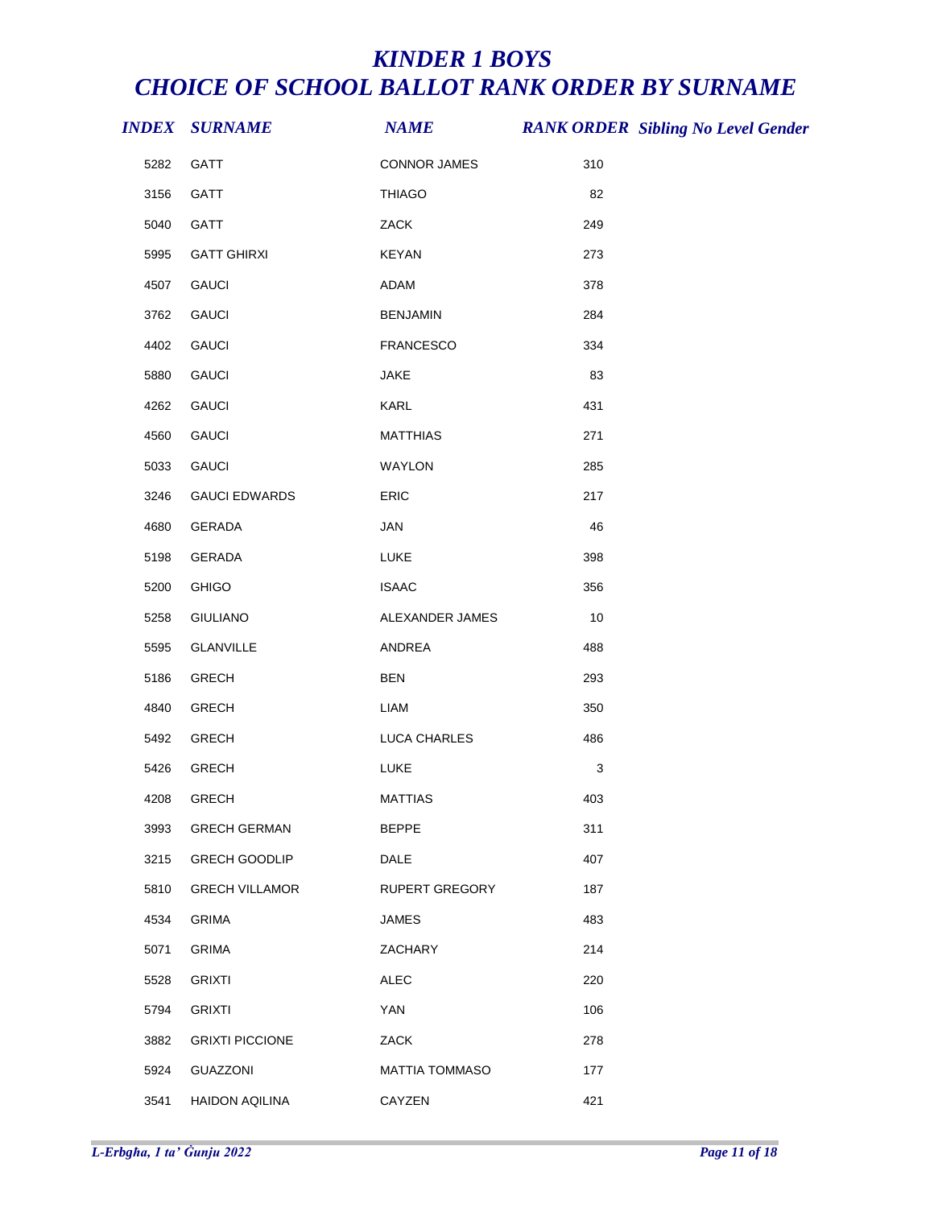# *KINDER 1 BOYS*
# *CHOICE OF SCHOOL BALLOT RANK ORDER BY SURNAME*

| *INDEX* | *SURNAME* | *NAME* | *RANK ORDER* | *Sibling No Level Gender* |
|---|---|---|---|---|
| 5282 | GATT | CONNOR JAMES | 310 | |
| 3156 | GATT | THIAGO | 82 | |
| 5040 | GATT | ZACK | 249 | |
| 5995 | GATT GHIRXI | KEYAN | 273 | |
| 4507 | GAUCI | ADAM | 378 | |
| 3762 | GAUCI | BENJAMIN | 284 | |
| 4402 | GAUCI | FRANCESCO | 334 | |
| 5880 | GAUCI | JAKE | 83 | |
| 4262 | GAUCI | KARL | 431 | |
| 4560 | GAUCI | MATTHIAS | 271 | |
| 5033 | GAUCI | WAYLON | 285 | |
| 3246 | GAUCI EDWARDS | ERIC | 217 | |
| 4680 | GERADA | JAN | 46 | |
| 5198 | GERADA | LUKE | 398 | |
| 5200 | GHIGO | ISAAC | 356 | |
| 5258 | GIULIANO | ALEXANDER JAMES | 10 | |
| 5595 | GLANVILLE | ANDREA | 488 | |
| 5186 | GRECH | BEN | 293 | |
| 4840 | GRECH | LIAM | 350 | |
| 5492 | GRECH | LUCA CHARLES | 486 | |
| 5426 | GRECH | LUKE | 3 | |
| 4208 | GRECH | MATTIAS | 403 | |
| 3993 | GRECH GERMAN | BEPPE | 311 | |
| 3215 | GRECH GOODLIP | DALE | 407 | |
| 5810 | GRECH VILLAMOR | RUPERT GREGORY | 187 | |
| 4534 | GRIMA | JAMES | 483 | |
| 5071 | GRIMA | ZACHARY | 214 | |
| 5528 | GRIXTI | ALEC | 220 | |
| 5794 | GRIXTI | YAN | 106 | |
| 3882 | GRIXTI PICCIONE | ZACK | 278 | |
| 5924 | GUAZZONI | MATTIA TOMMASO | 177 | |
| 3541 | HAIDON AQILINA | CAYZEN | 421 | |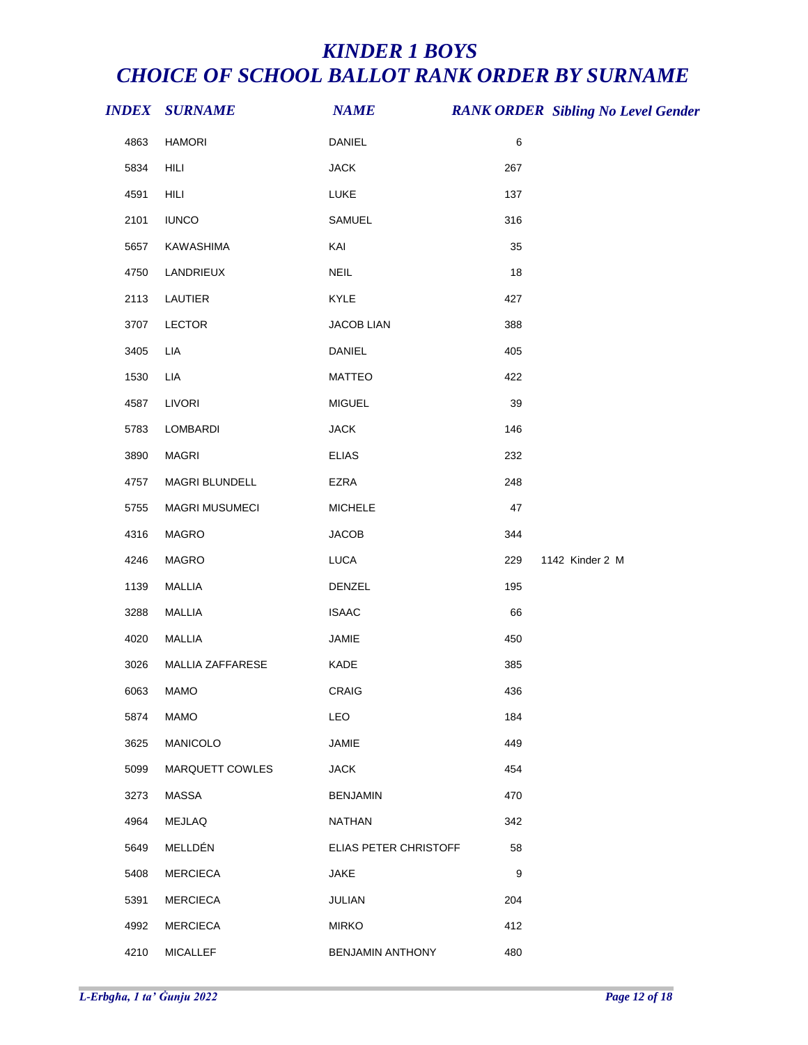# *KINDER 1 BOYS*
# *CHOICE OF SCHOOL BALLOT RANK ORDER BY SURNAME*

| INDEX | SURNAME | NAME | RANK ORDER | Sibling No | Level | Gender |
|---|---|---|---|---|---|---|
| 4863 | HAMORI | DANIEL | 6 | | | |
| 5834 | HILI | JACK | 267 | | | |
| 4591 | HILI | LUKE | 137 | | | |
| 2101 | IUNCO | SAMUEL | 316 | | | |
| 5657 | KAWASHIMA | KAI | 35 | | | |
| 4750 | LANDRIEUX | NEIL | 18 | | | |
| 2113 | LAUTIER | KYLE | 427 | | | |
| 3707 | LECTOR | JACOB LIAN | 388 | | | |
| 3405 | LIA | DANIEL | 405 | | | |
| 1530 | LIA | MATTEO | 422 | | | |
| 4587 | LIVORI | MIGUEL | 39 | | | |
| 5783 | LOMBARDI | JACK | 146 | | | |
| 3890 | MAGRI | ELIAS | 232 | | | |
| 4757 | MAGRI BLUNDELL | EZRA | 248 | | | |
| 5755 | MAGRI MUSUMECI | MICHELE | 47 | | | |
| 4316 | MAGRO | JACOB | 344 | | | |
| 4246 | MAGRO | LUCA | 229 | 1142 | Kinder 2 | M |
| 1139 | MALLIA | DENZEL | 195 | | | |
| 3288 | MALLIA | ISAAC | 66 | | | |
| 4020 | MALLIA | JAMIE | 450 | | | |
| 3026 | MALLIA ZAFFARESE | KADE | 385 | | | |
| 6063 | MAMO | CRAIG | 436 | | | |
| 5874 | MAMO | LEO | 184 | | | |
| 3625 | MANICOLO | JAMIE | 449 | | | |
| 5099 | MARQUETT COWLES | JACK | 454 | | | |
| 3273 | MASSA | BENJAMIN | 470 | | | |
| 4964 | MEJLAQ | NATHAN | 342 | | | |
| 5649 | MELLDÉN | ELIAS PETER CHRISTOFF | 58 | | | |
| 5408 | MERCIECA | JAKE | 9 | | | |
| 5391 | MERCIECA | JULIAN | 204 | | | |
| 4992 | MERCIECA | MIRKO | 412 | | | |
| 4210 | MICALLEF | BENJAMIN ANTHONY | 480 | | | |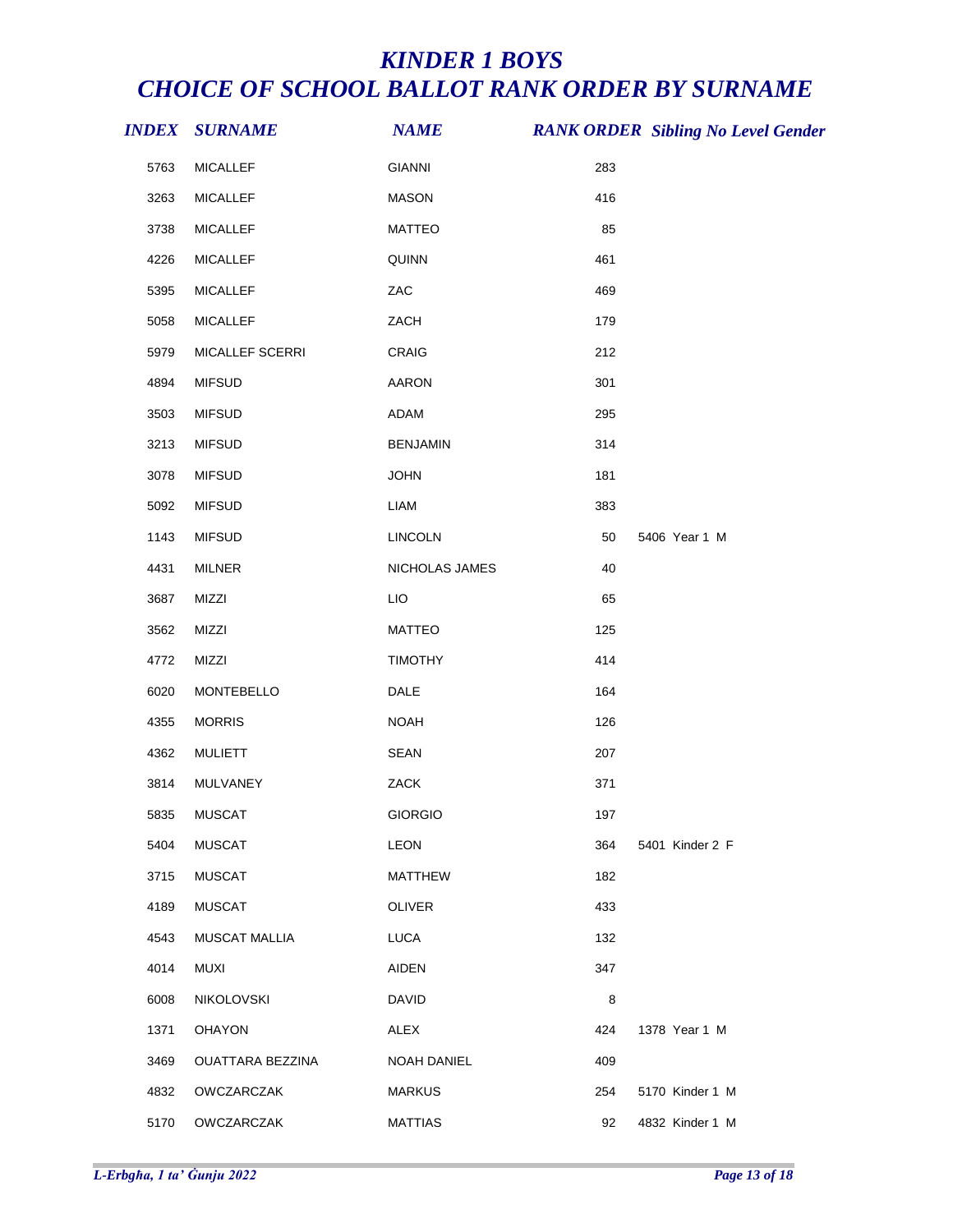# *KINDER 1 BOYS*
# *CHOICE OF SCHOOL BALLOT RANK ORDER BY SURNAME*

| *INDEX* | *SURNAME* | *NAME* | *RANK ORDER* | *Sibling No* | *Level* | *Gender* |
|---|---|---|---|---|---|---|
| 5763 | MICALLEF | GIANNI | 283 | | | |
| 3263 | MICALLEF | MASON | 416 | | | |
| 3738 | MICALLEF | MATTEO | 85 | | | |
| 4226 | MICALLEF | QUINN | 461 | | | |
| 5395 | MICALLEF | ZAC | 469 | | | |
| 5058 | MICALLEF | ZACH | 179 | | | |
| 5979 | MICALLEF SCERRI | CRAIG | 212 | | | |
| 4894 | MIFSUD | AARON | 301 | | | |
| 3503 | MIFSUD | ADAM | 295 | | | |
| 3213 | MIFSUD | BENJAMIN | 314 | | | |
| 3078 | MIFSUD | JOHN | 181 | | | |
| 5092 | MIFSUD | LIAM | 383 | | | |
| 1143 | MIFSUD | LINCOLN | 50 | 5406 | Year 1 | M |
| 4431 | MILNER | NICHOLAS JAMES | 40 | | | |
| 3687 | MIZZI | LIO | 65 | | | |
| 3562 | MIZZI | MATTEO | 125 | | | |
| 4772 | MIZZI | TIMOTHY | 414 | | | |
| 6020 | MONTEBELLO | DALE | 164 | | | |
| 4355 | MORRIS | NOAH | 126 | | | |
| 4362 | MULIETT | SEAN | 207 | | | |
| 3814 | MULVANEY | ZACK | 371 | | | |
| 5835 | MUSCAT | GIORGIO | 197 | | | |
| 5404 | MUSCAT | LEON | 364 | 5401 | Kinder 2 | F |
| 3715 | MUSCAT | MATTHEW | 182 | | | |
| 4189 | MUSCAT | OLIVER | 433 | | | |
| 4543 | MUSCAT MALLIA | LUCA | 132 | | | |
| 4014 | MUXI | AIDEN | 347 | | | |
| 6008 | NIKOLOVSKI | DAVID | 8 | | | |
| 1371 | OHAYON | ALEX | 424 | 1378 | Year 1 | M |
| 3469 | OUATTARA BEZZINA | NOAH DANIEL | 409 | | | |
| 4832 | OWCZARCZAK | MARKUS | 254 | 5170 | Kinder 1 | M |
| 5170 | OWCZARCZAK | MATTIAS | 92 | 4832 | Kinder 1 | M |

*L-Erbgħa, 1 ta' Ġunju 2022*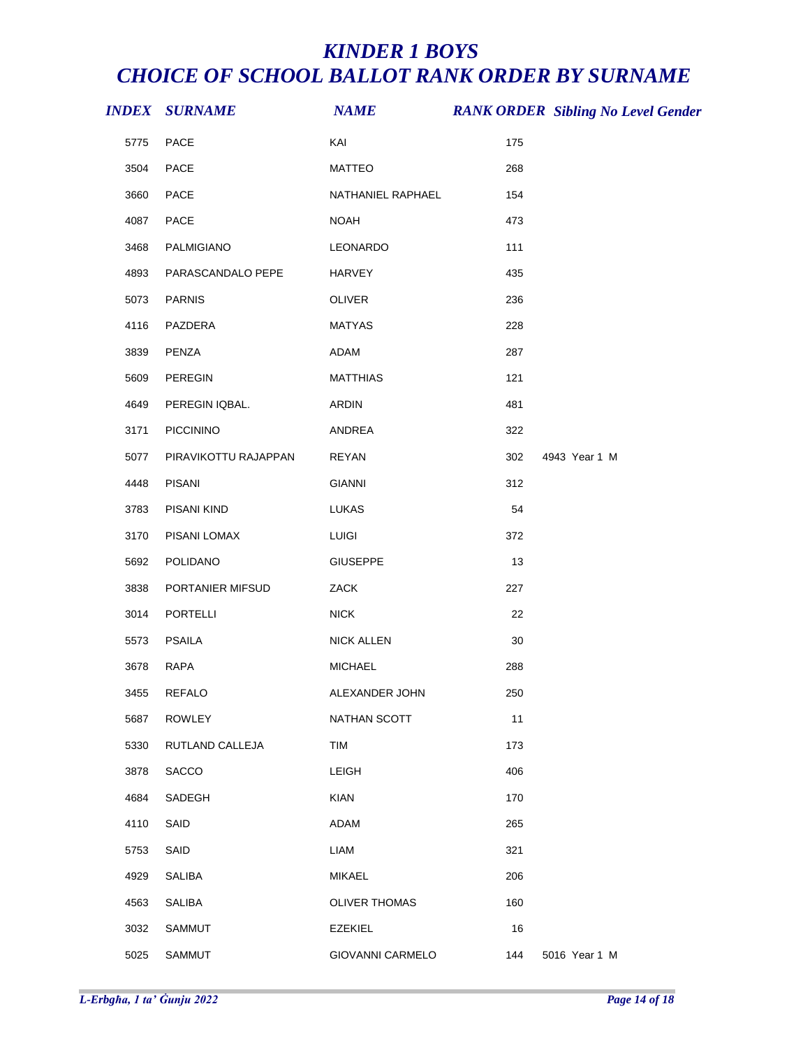# *KINDER 1 BOYS*
# *CHOICE OF SCHOOL BALLOT RANK ORDER BY SURNAME*

| *INDEX* | *SURNAME* | *NAME* | *RANK ORDER* | *Sibling No* | *Level* | *Gender* |
|---|---|---|---|---|---|---|
| 5775 | PACE | KAI | 175 | | | |
| 3504 | PACE | MATTEO | 268 | | | |
| 3660 | PACE | NATHANIEL RAPHAEL | 154 | | | |
| 4087 | PACE | NOAH | 473 | | | |
| 3468 | PALMIGIANO | LEONARDO | 111 | | | |
| 4893 | PARASCANDALO PEPE | HARVEY | 435 | | | |
| 5073 | PARNIS | OLIVER | 236 | | | |
| 4116 | PAZDERA | MATYAS | 228 | | | |
| 3839 | PENZA | ADAM | 287 | | | |
| 5609 | PEREGIN | MATTHIAS | 121 | | | |
| 4649 | PEREGIN IQBAL. | ARDIN | 481 | | | |
| 3171 | PICCININO | ANDREA | 322 | | | |
| 5077 | PIRAVIKOTTU RAJAPPAN | REYAN | 302 | 4943 | Year 1 | M |
| 4448 | PISANI | GIANNI | 312 | | | |
| 3783 | PISANI KIND | LUKAS | 54 | | | |
| 3170 | PISANI LOMAX | LUIGI | 372 | | | |
| 5692 | POLIDANO | GIUSEPPE | 13 | | | |
| 3838 | PORTANIER MIFSUD | ZACK | 227 | | | |
| 3014 | PORTELLI | NICK | 22 | | | |
| 5573 | PSAILA | NICK ALLEN | 30 | | | |
| 3678 | RAPA | MICHAEL | 288 | | | |
| 3455 | REFALO | ALEXANDER JOHN | 250 | | | |
| 5687 | ROWLEY | NATHAN SCOTT | 11 | | | |
| 5330 | RUTLAND CALLEJA | TIM | 173 | | | |
| 3878 | SACCO | LEIGH | 406 | | | |
| 4684 | SADEGH | KIAN | 170 | | | |
| 4110 | SAID | ADAM | 265 | | | |
| 5753 | SAID | LIAM | 321 | | | |
| 4929 | SALIBA | MIKAEL | 206 | | | |
| 4563 | SALIBA | OLIVER THOMAS | 160 | | | |
| 3032 | SAMMUT | EZEKIEL | 16 | | | |
| 5025 | SAMMUT | GIOVANNI CARMELO | 144 | 5016 | Year 1 | M |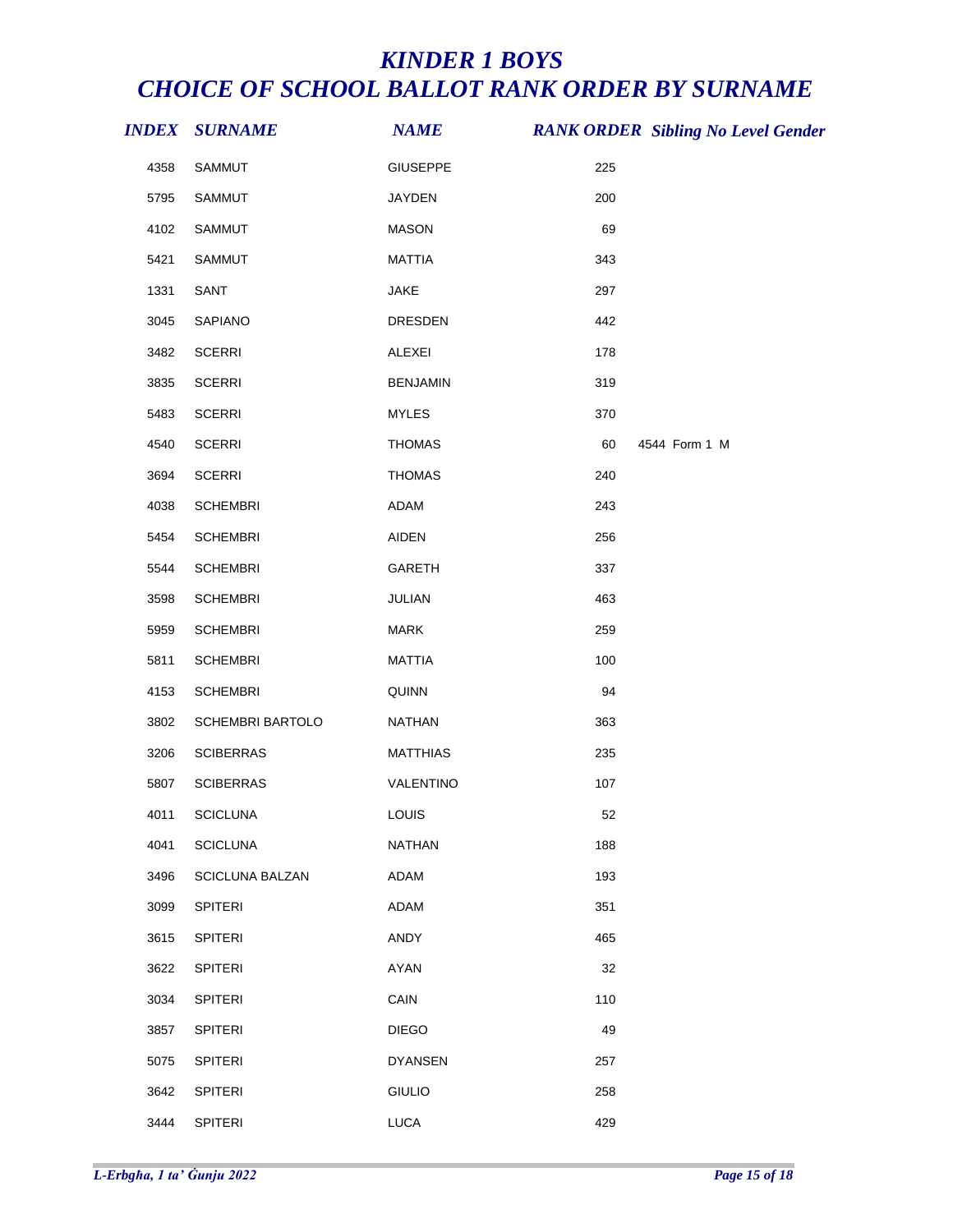# KINDER 1 BOYS
# CHOICE OF SCHOOL BALLOT RANK ORDER BY SURNAME

| INDEX | SURNAME | NAME | RANK ORDER | Sibling No | Level | Gender |
|---|---|---|---|---|---|---|
| 4358 | SAMMUT | GIUSEPPE | 225 | | | |
| 5795 | SAMMUT | JAYDEN | 200 | | | |
| 4102 | SAMMUT | MASON | 69 | | | |
| 5421 | SAMMUT | MATTIA | 343 | | | |
| 1331 | SANT | JAKE | 297 | | | |
| 3045 | SAPIANO | DRESDEN | 442 | | | |
| 3482 | SCERRI | ALEXEI | 178 | | | |
| 3835 | SCERRI | BENJAMIN | 319 | | | |
| 5483 | SCERRI | MYLES | 370 | | | |
| 4540 | SCERRI | THOMAS | 60 | 4544 | Form 1 | M |
| 3694 | SCERRI | THOMAS | 240 | | | |
| 4038 | SCHEMBRI | ADAM | 243 | | | |
| 5454 | SCHEMBRI | AIDEN | 256 | | | |
| 5544 | SCHEMBRI | GARETH | 337 | | | |
| 3598 | SCHEMBRI | JULIAN | 463 | | | |
| 5959 | SCHEMBRI | MARK | 259 | | | |
| 5811 | SCHEMBRI | MATTIA | 100 | | | |
| 4153 | SCHEMBRI | QUINN | 94 | | | |
| 3802 | SCHEMBRI BARTOLO | NATHAN | 363 | | | |
| 3206 | SCIBERRAS | MATTHIAS | 235 | | | |
| 5807 | SCIBERRAS | VALENTINO | 107 | | | |
| 4011 | SCICLUNA | LOUIS | 52 | | | |
| 4041 | SCICLUNA | NATHAN | 188 | | | |
| 3496 | SCICLUNA BALZAN | ADAM | 193 | | | |
| 3099 | SPITERI | ADAM | 351 | | | |
| 3615 | SPITERI | ANDY | 465 | | | |
| 3622 | SPITERI | AYAN | 32 | | | |
| 3034 | SPITERI | CAIN | 110 | | | |
| 3857 | SPITERI | DIEGO | 49 | | | |
| 5075 | SPITERI | DYANSEN | 257 | | | |
| 3642 | SPITERI | GIULIO | 258 | | | |
| 3444 | SPITERI | LUCA | 429 | | | |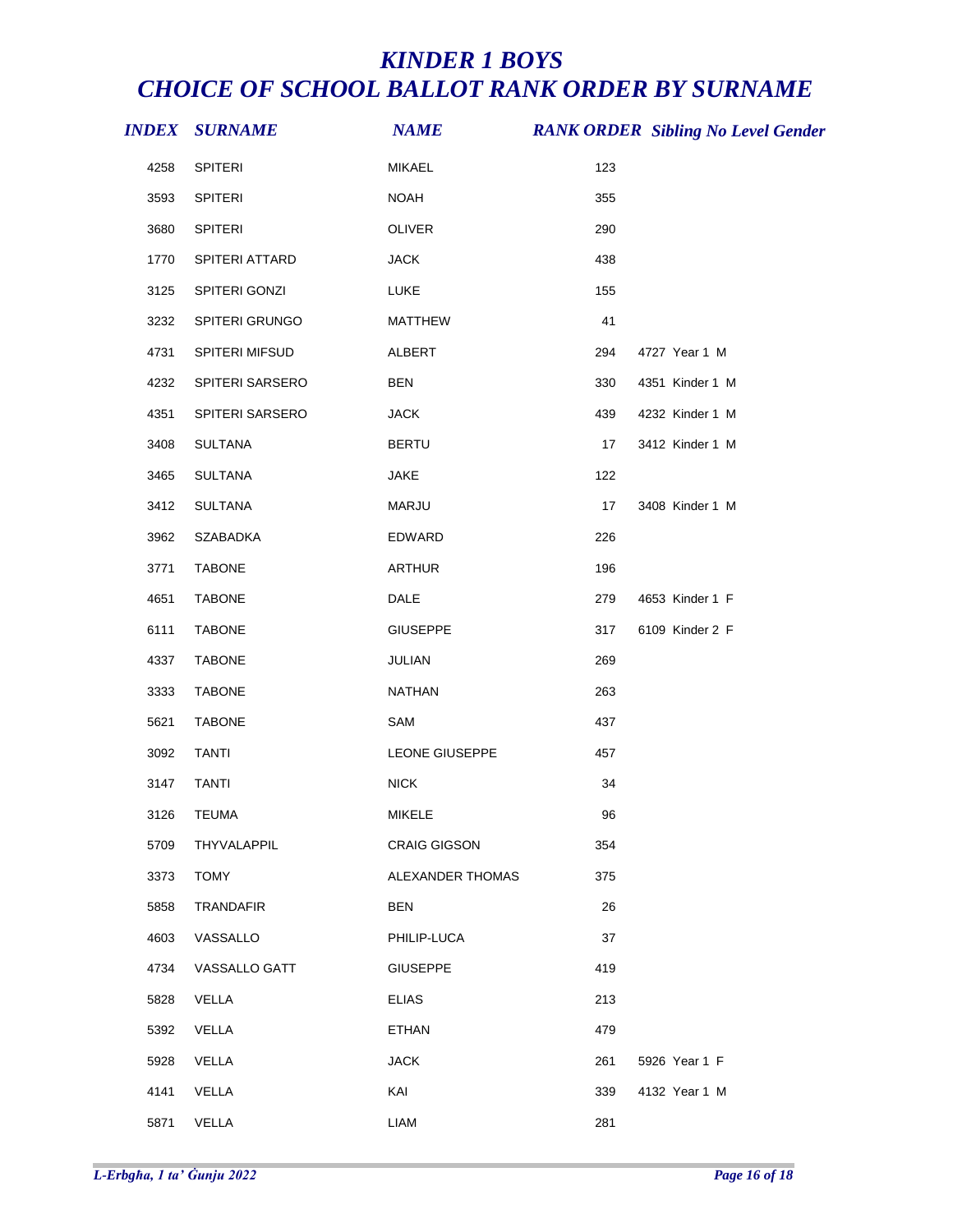# *KINDER 1 BOYS*
# *CHOICE OF SCHOOL BALLOT RANK ORDER BY SURNAME*

| *INDEX* | *SURNAME* | *NAME* | *RANK ORDER* | *Sibling No* | *Level* | *Gender* |
|---|---|---|---|---|---|---|
| 4258 | SPITERI | MIKAEL | 123 | | | |
| 3593 | SPITERI | NOAH | 355 | | | |
| 3680 | SPITERI | OLIVER | 290 | | | |
| 1770 | SPITERI ATTARD | JACK | 438 | | | |
| 3125 | SPITERI GONZI | LUKE | 155 | | | |
| 3232 | SPITERI GRUNGO | MATTHEW | 41 | | | |
| 4731 | SPITERI MIFSUD | ALBERT | 294 | 4727 | Year 1 | M |
| 4232 | SPITERI SARSERO | BEN | 330 | 4351 | Kinder 1 | M |
| 4351 | SPITERI SARSERO | JACK | 439 | 4232 | Kinder 1 | M |
| 3408 | SULTANA | BERTU | 17 | 3412 | Kinder 1 | M |
| 3465 | SULTANA | JAKE | 122 | | | |
| 3412 | SULTANA | MARJU | 17 | 3408 | Kinder 1 | M |
| 3962 | SZABADKA | EDWARD | 226 | | | |
| 3771 | TABONE | ARTHUR | 196 | | | |
| 4651 | TABONE | DALE | 279 | 4653 | Kinder 1 | F |
| 6111 | TABONE | GIUSEPPE | 317 | 6109 | Kinder 2 | F |
| 4337 | TABONE | JULIAN | 269 | | | |
| 3333 | TABONE | NATHAN | 263 | | | |
| 5621 | TABONE | SAM | 437 | | | |
| 3092 | TANTI | LEONE GIUSEPPE | 457 | | | |
| 3147 | TANTI | NICK | 34 | | | |
| 3126 | TEUMA | MIKELE | 96 | | | |
| 5709 | THYVALAPPIL | CRAIG GIGSON | 354 | | | |
| 3373 | TOMY | ALEXANDER THOMAS | 375 | | | |
| 5858 | TRANDAFIR | BEN | 26 | | | |
| 4603 | VASSALLO | PHILIP-LUCA | 37 | | | |
| 4734 | VASSALLO GATT | GIUSEPPE | 419 | | | |
| 5828 | VELLA | ELIAS | 213 | | | |
| 5392 | VELLA | ETHAN | 479 | | | |
| 5928 | VELLA | JACK | 261 | 5926 | Year 1 | F |
| 4141 | VELLA | KAI | 339 | 4132 | Year 1 | M |
| 5871 | VELLA | LIAM | 281 | | | |

*L-Erbgħa, 1 ta' Ġunju 2022*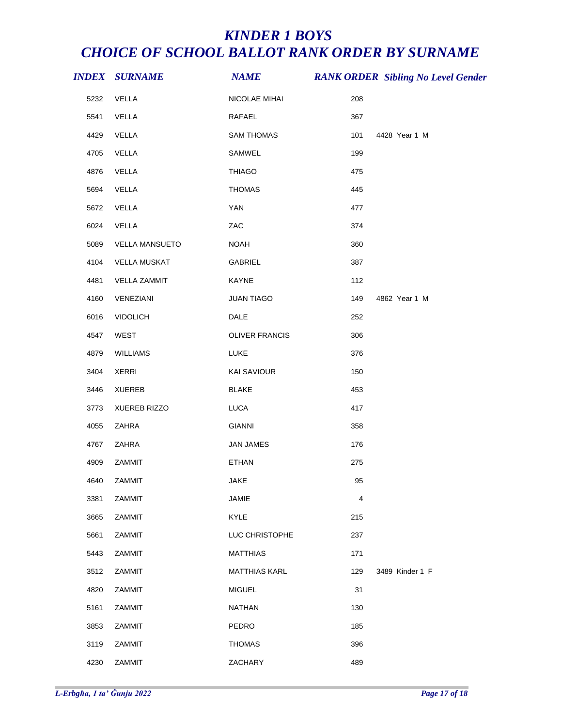# *KINDER 1 BOYS*
# *CHOICE OF SCHOOL BALLOT RANK ORDER BY SURNAME*

| INDEX | SURNAME | NAME | RANK ORDER | Sibling No | Level | Gender |
|---|---|---|---|---|---|---|
| 5232 | VELLA | NICOLAE MIHAI | 208 | | | |
| 5541 | VELLA | RAFAEL | 367 | | | |
| 4429 | VELLA | SAM THOMAS | 101 | 4428 | Year 1 | M |
| 4705 | VELLA | SAMWEL | 199 | | | |
| 4876 | VELLA | THIAGO | 475 | | | |
| 5694 | VELLA | THOMAS | 445 | | | |
| 5672 | VELLA | YAN | 477 | | | |
| 6024 | VELLA | ZAC | 374 | | | |
| 5089 | VELLA MANSUETO | NOAH | 360 | | | |
| 4104 | VELLA MUSKAT | GABRIEL | 387 | | | |
| 4481 | VELLA ZAMMIT | KAYNE | 112 | | | |
| 4160 | VENEZIANI | JUAN TIAGO | 149 | 4862 | Year 1 | M |
| 6016 | VIDOLICH | DALE | 252 | | | |
| 4547 | WEST | OLIVER FRANCIS | 306 | | | |
| 4879 | WILLIAMS | LUKE | 376 | | | |
| 3404 | XERRI | KAI SAVIOUR | 150 | | | |
| 3446 | XUEREB | BLAKE | 453 | | | |
| 3773 | XUEREB RIZZO | LUCA | 417 | | | |
| 4055 | ZAHRA | GIANNI | 358 | | | |
| 4767 | ZAHRA | JAN JAMES | 176 | | | |
| 4909 | ZAMMIT | ETHAN | 275 | | | |
| 4640 | ZAMMIT | JAKE | 95 | | | |
| 3381 | ZAMMIT | JAMIE | 4 | | | |
| 3665 | ZAMMIT | KYLE | 215 | | | |
| 5661 | ZAMMIT | LUC CHRISTOPHE | 237 | | | |
| 5443 | ZAMMIT | MATTHIAS | 171 | | | |
| 3512 | ZAMMIT | MATTHIAS KARL | 129 | 3489 | Kinder 1 | F |
| 4820 | ZAMMIT | MIGUEL | 31 | | | |
| 5161 | ZAMMIT | NATHAN | 130 | | | |
| 3853 | ZAMMIT | PEDRO | 185 | | | |
| 3119 | ZAMMIT | THOMAS | 396 | | | |
| 4230 | ZAMMIT | ZACHARY | 489 | | | |

*L-Erbgħa, 1 ta' Ġunju 2022*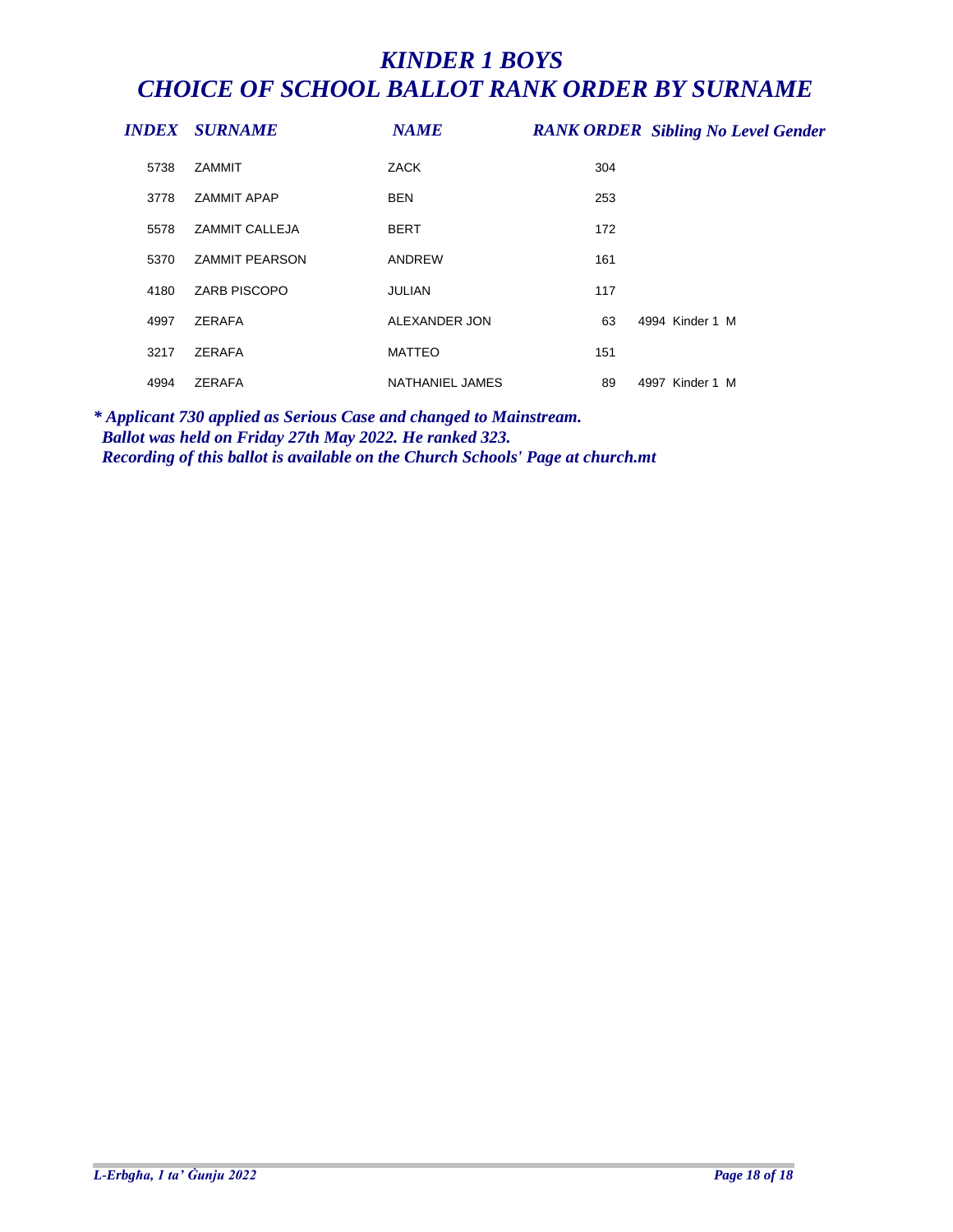# KINDER 1 BOYS
# CHOICE OF SCHOOL BALLOT RANK ORDER BY SURNAME

| INDEX | SURNAME | NAME | RANK ORDER | Sibling No | Level | Gender |
|---|---|---|---|---|---|---|
| 5738 | ZAMMIT | ZACK | 304 | | | |
| 3778 | ZAMMIT APAP | BEN | 253 | | | |
| 5578 | ZAMMIT CALLEJA | BERT | 172 | | | |
| 5370 | ZAMMIT PEARSON | ANDREW | 161 | | | |
| 4180 | ZARB PISCOPO | JULIAN | 117 | | | |
| 4997 | ZERAFA | ALEXANDER JON | 63 | 4994 | Kinder 1 | M |
| 3217 | ZERAFA | MATTEO | 151 | | | |
| 4994 | ZERAFA | NATHANIEL JAMES | 89 | 4997 | Kinder 1 | M |

***\* Applicant 730 applied as Serious Case and changed to Mainstream.***
***Ballot was held on Friday 27th May 2022. He ranked 323.***
***Recording of this ballot is available on the Church Schools' Page at church.mt***

*L-Erbgħa, 1 ta' Ġunju 2022*